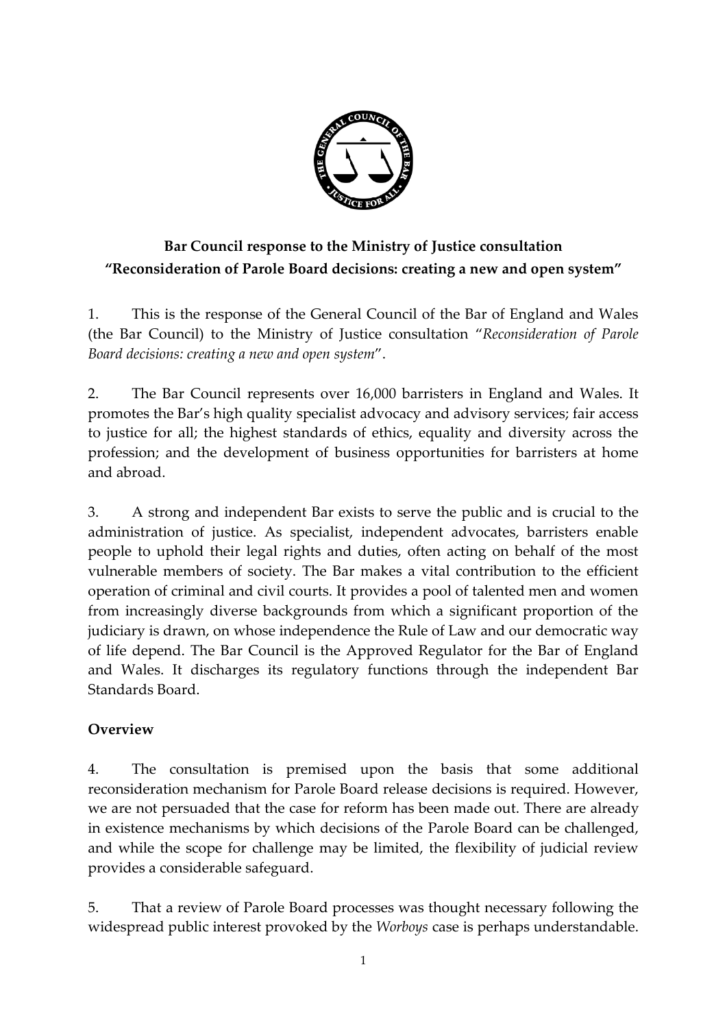**Bar Council response to the Ministry of Justice consultation**
**"Reconsideration of Parole Board decisions: creating a new and open system"**

1. This is the response of the General Council of the Bar of England and Wales (the Bar Council) to the Ministry of Justice consultation "*Reconsideration of Parole Board decisions: creating a new and open system*".

2. The Bar Council represents over 16,000 barristers in England and Wales. It promotes the Bar's high quality specialist advocacy and advisory services; fair access to justice for all; the highest standards of ethics, equality and diversity across the profession; and the development of business opportunities for barristers at home and abroad.

3. A strong and independent Bar exists to serve the public and is crucial to the administration of justice. As specialist, independent advocates, barristers enable people to uphold their legal rights and duties, often acting on behalf of the most vulnerable members of society. The Bar makes a vital contribution to the efficient operation of criminal and civil courts. It provides a pool of talented men and women from increasingly diverse backgrounds from which a significant proportion of the judiciary is drawn, on whose independence the Rule of Law and our democratic way of life depend. The Bar Council is the Approved Regulator for the Bar of England and Wales. It discharges its regulatory functions through the independent Bar Standards Board.

## Overview

4. The consultation is premised upon the basis that some additional reconsideration mechanism for Parole Board release decisions is required. However, we are not persuaded that the case for reform has been made out. There are already in existence mechanisms by which decisions of the Parole Board can be challenged, and while the scope for challenge may be limited, the flexibility of judicial review provides a considerable safeguard.

5. That a review of Parole Board processes was thought necessary following the widespread public interest provoked by the *Worboys* case is perhaps understandable.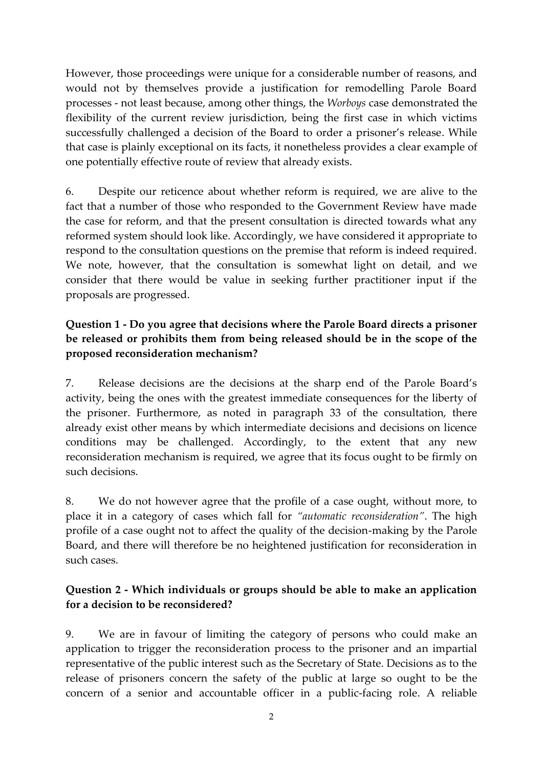However, those proceedings were unique for a considerable number of reasons, and would not by themselves provide a justification for remodelling Parole Board processes - not least because, among other things, the *Worboys* case demonstrated the flexibility of the current review jurisdiction, being the first case in which victims successfully challenged a decision of the Board to order a prisoner's release. While that case is plainly exceptional on its facts, it nonetheless provides a clear example of one potentially effective route of review that already exists.

6. Despite our reticence about whether reform is required, we are alive to the fact that a number of those who responded to the Government Review have made the case for reform, and that the present consultation is directed towards what any reformed system should look like. Accordingly, we have considered it appropriate to respond to the consultation questions on the premise that reform is indeed required. We note, however, that the consultation is somewhat light on detail, and we consider that there would be value in seeking further practitioner input if the proposals are progressed.

**Question 1 - Do you agree that decisions where the Parole Board directs a prisoner be released or prohibits them from being released should be in the scope of the proposed reconsideration mechanism?**

7. Release decisions are the decisions at the sharp end of the Parole Board's activity, being the ones with the greatest immediate consequences for the liberty of the prisoner. Furthermore, as noted in paragraph 33 of the consultation, there already exist other means by which intermediate decisions and decisions on licence conditions may be challenged. Accordingly, to the extent that any new reconsideration mechanism is required, we agree that its focus ought to be firmly on such decisions.

8. We do not however agree that the profile of a case ought, without more, to place it in a category of cases which fall for *"automatic reconsideration"*. The high profile of a case ought not to affect the quality of the decision-making by the Parole Board, and there will therefore be no heightened justification for reconsideration in such cases.

**Question 2 - Which individuals or groups should be able to make an application for a decision to be reconsidered?**

9. We are in favour of limiting the category of persons who could make an application to trigger the reconsideration process to the prisoner and an impartial representative of the public interest such as the Secretary of State. Decisions as to the release of prisoners concern the safety of the public at large so ought to be the concern of a senior and accountable officer in a public-facing role. A reliable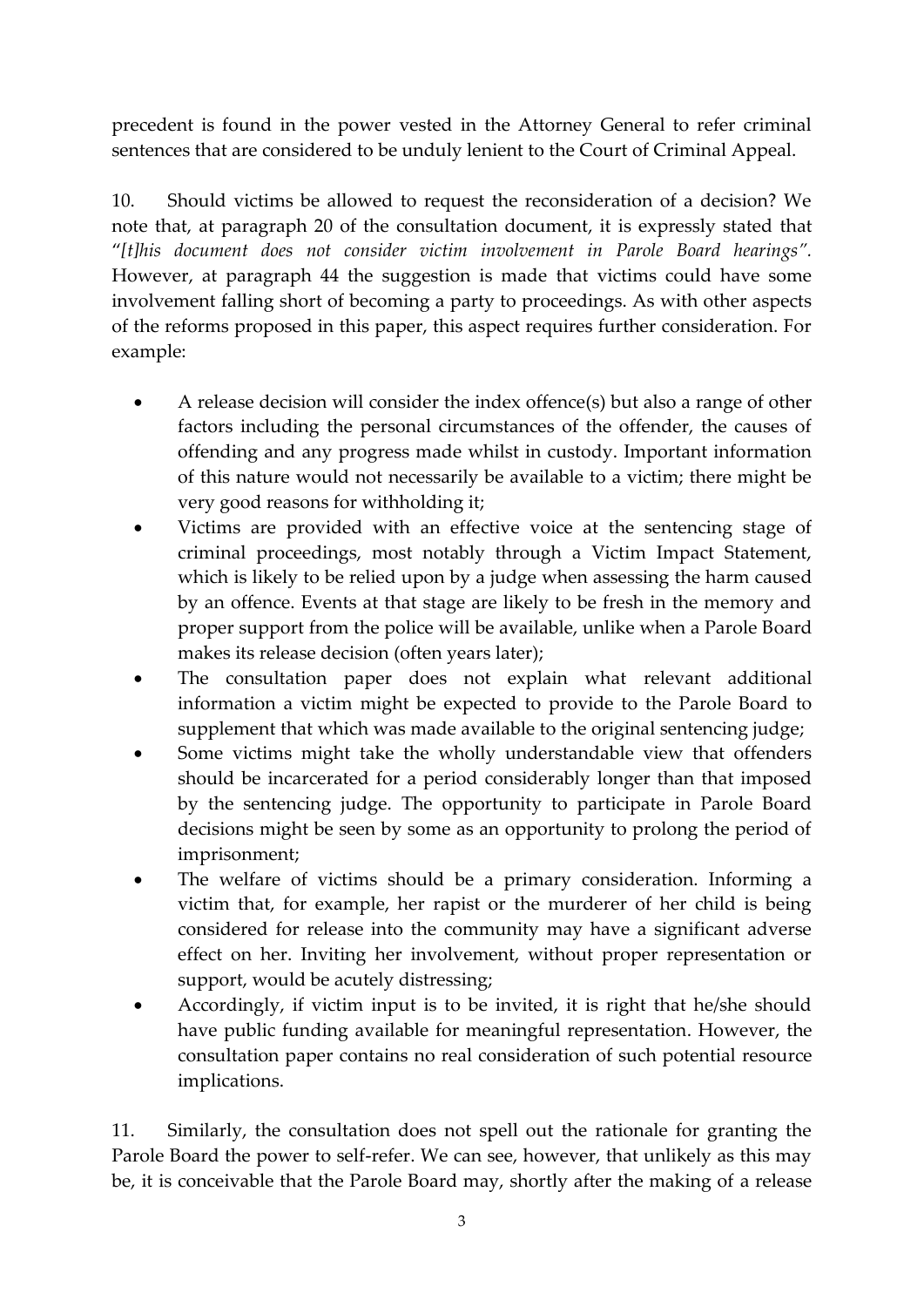precedent is found in the power vested in the Attorney General to refer criminal sentences that are considered to be unduly lenient to the Court of Criminal Appeal.

10. Should victims be allowed to request the reconsideration of a decision? We note that, at paragraph 20 of the consultation document, it is expressly stated that "*[t]his document does not consider victim involvement in Parole Board hearings"*. However, at paragraph 44 the suggestion is made that victims could have some involvement falling short of becoming a party to proceedings. As with other aspects of the reforms proposed in this paper, this aspect requires further consideration. For example:

- A release decision will consider the index offence(s) but also a range of other factors including the personal circumstances of the offender, the causes of offending and any progress made whilst in custody. Important information of this nature would not necessarily be available to a victim; there might be very good reasons for withholding it;
- Victims are provided with an effective voice at the sentencing stage of criminal proceedings, most notably through a Victim Impact Statement, which is likely to be relied upon by a judge when assessing the harm caused by an offence. Events at that stage are likely to be fresh in the memory and proper support from the police will be available, unlike when a Parole Board makes its release decision (often years later);
- The consultation paper does not explain what relevant additional information a victim might be expected to provide to the Parole Board to supplement that which was made available to the original sentencing judge;
- Some victims might take the wholly understandable view that offenders should be incarcerated for a period considerably longer than that imposed by the sentencing judge. The opportunity to participate in Parole Board decisions might be seen by some as an opportunity to prolong the period of imprisonment;
- The welfare of victims should be a primary consideration. Informing a victim that, for example, her rapist or the murderer of her child is being considered for release into the community may have a significant adverse effect on her. Inviting her involvement, without proper representation or support, would be acutely distressing;
- Accordingly, if victim input is to be invited, it is right that he/she should have public funding available for meaningful representation. However, the consultation paper contains no real consideration of such potential resource implications.

11. Similarly, the consultation does not spell out the rationale for granting the Parole Board the power to self-refer. We can see, however, that unlikely as this may be, it is conceivable that the Parole Board may, shortly after the making of a release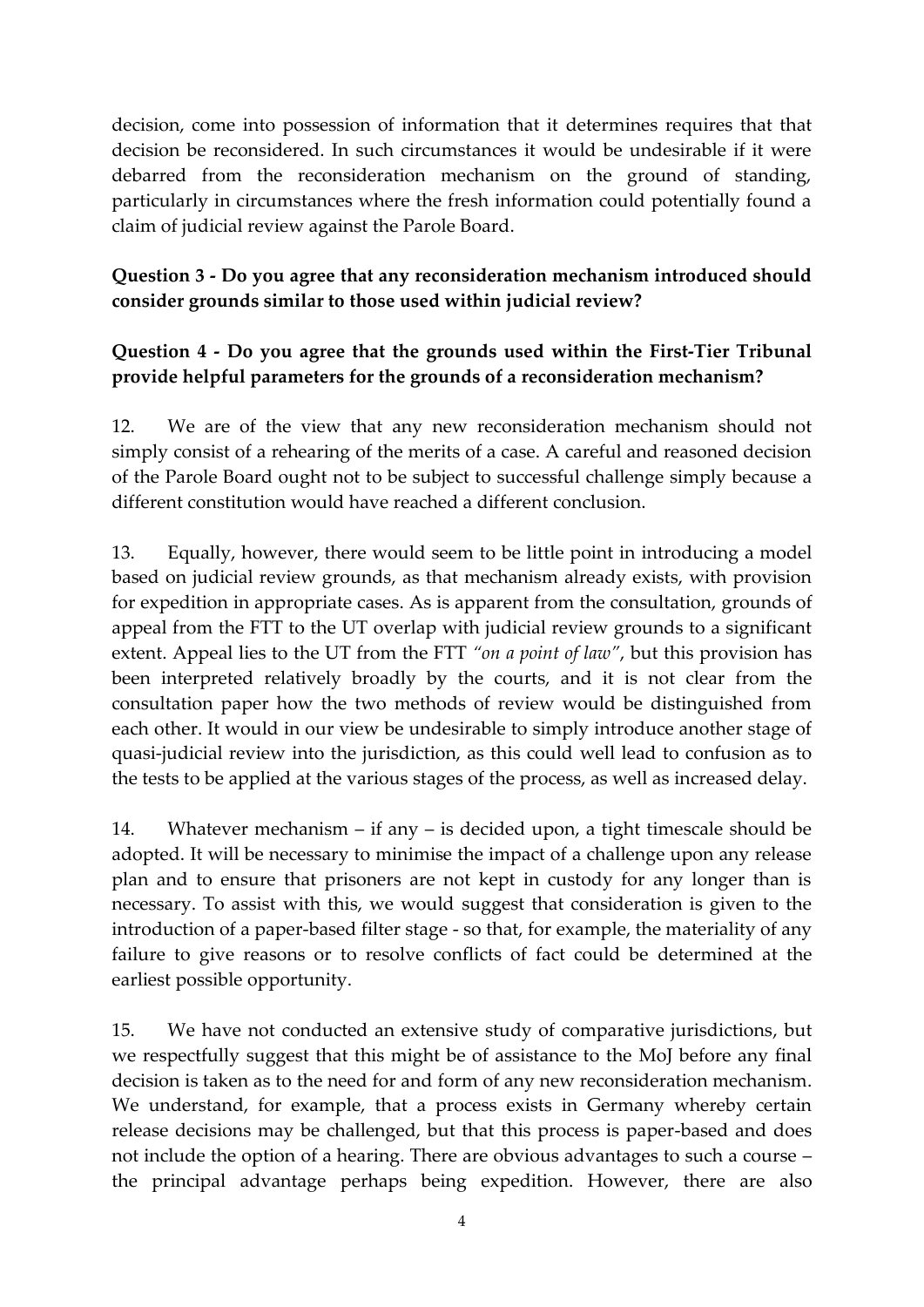decision, come into possession of information that it determines requires that that decision be reconsidered. In such circumstances it would be undesirable if it were debarred from the reconsideration mechanism on the ground of standing, particularly in circumstances where the fresh information could potentially found a claim of judicial review against the Parole Board.

**Question 3 - Do you agree that any reconsideration mechanism introduced should consider grounds similar to those used within judicial review?**

**Question 4 - Do you agree that the grounds used within the First-Tier Tribunal provide helpful parameters for the grounds of a reconsideration mechanism?**

12. We are of the view that any new reconsideration mechanism should not simply consist of a rehearing of the merits of a case. A careful and reasoned decision of the Parole Board ought not to be subject to successful challenge simply because a different constitution would have reached a different conclusion.

13. Equally, however, there would seem to be little point in introducing a model based on judicial review grounds, as that mechanism already exists, with provision for expedition in appropriate cases. As is apparent from the consultation, grounds of appeal from the FTT to the UT overlap with judicial review grounds to a significant extent. Appeal lies to the UT from the FTT *"on a point of law"*, but this provision has been interpreted relatively broadly by the courts, and it is not clear from the consultation paper how the two methods of review would be distinguished from each other. It would in our view be undesirable to simply introduce another stage of quasi-judicial review into the jurisdiction, as this could well lead to confusion as to the tests to be applied at the various stages of the process, as well as increased delay.

14. Whatever mechanism – if any – is decided upon, a tight timescale should be adopted. It will be necessary to minimise the impact of a challenge upon any release plan and to ensure that prisoners are not kept in custody for any longer than is necessary. To assist with this, we would suggest that consideration is given to the introduction of a paper-based filter stage - so that, for example, the materiality of any failure to give reasons or to resolve conflicts of fact could be determined at the earliest possible opportunity.

15. We have not conducted an extensive study of comparative jurisdictions, but we respectfully suggest that this might be of assistance to the MoJ before any final decision is taken as to the need for and form of any new reconsideration mechanism. We understand, for example, that a process exists in Germany whereby certain release decisions may be challenged, but that this process is paper-based and does not include the option of a hearing. There are obvious advantages to such a course – the principal advantage perhaps being expedition. However, there are also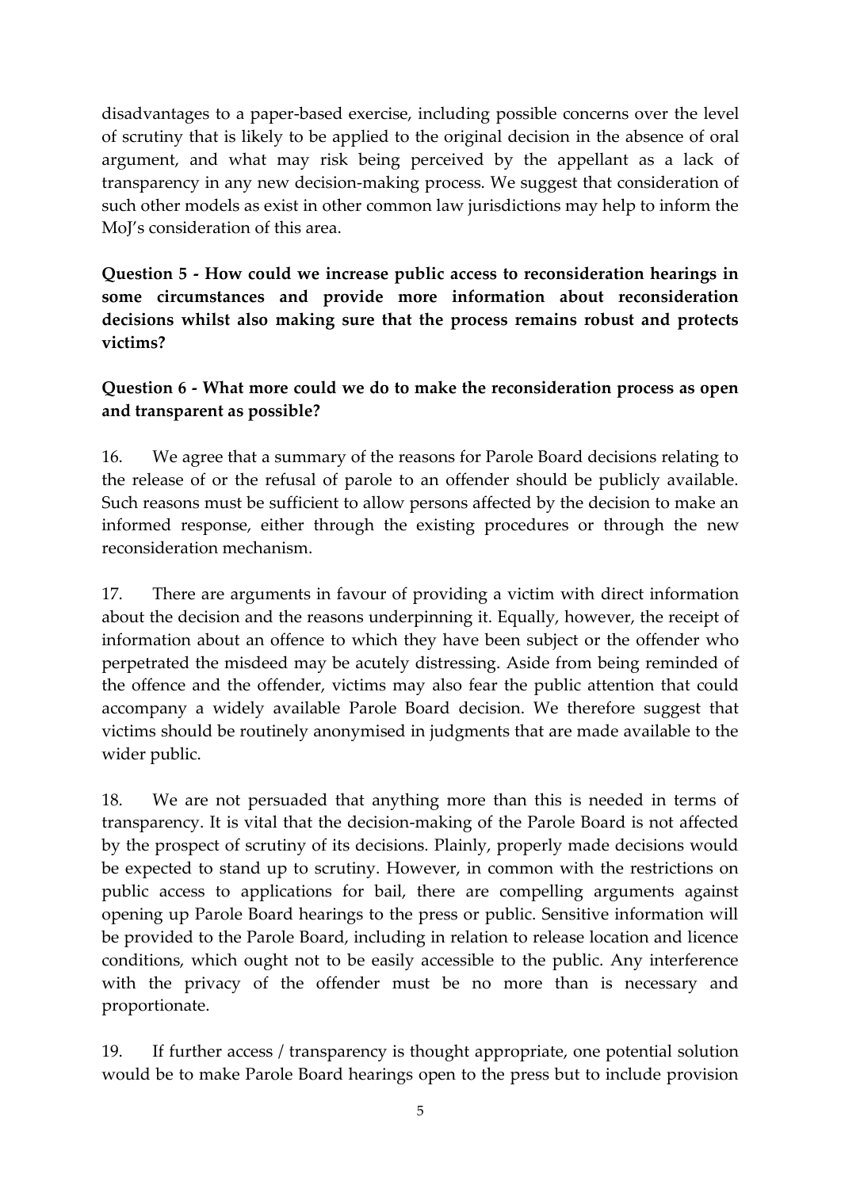disadvantages to a paper-based exercise, including possible concerns over the level of scrutiny that is likely to be applied to the original decision in the absence of oral argument, and what may risk being perceived by the appellant as a lack of transparency in any new decision-making process. We suggest that consideration of such other models as exist in other common law jurisdictions may help to inform the MoJ's consideration of this area.

**Question 5 - How could we increase public access to reconsideration hearings in some circumstances and provide more information about reconsideration decisions whilst also making sure that the process remains robust and protects victims?**

**Question 6 - What more could we do to make the reconsideration process as open and transparent as possible?**

16. We agree that a summary of the reasons for Parole Board decisions relating to the release of or the refusal of parole to an offender should be publicly available. Such reasons must be sufficient to allow persons affected by the decision to make an informed response, either through the existing procedures or through the new reconsideration mechanism.

17. There are arguments in favour of providing a victim with direct information about the decision and the reasons underpinning it. Equally, however, the receipt of information about an offence to which they have been subject or the offender who perpetrated the misdeed may be acutely distressing. Aside from being reminded of the offence and the offender, victims may also fear the public attention that could accompany a widely available Parole Board decision. We therefore suggest that victims should be routinely anonymised in judgments that are made available to the wider public.

18. We are not persuaded that anything more than this is needed in terms of transparency. It is vital that the decision-making of the Parole Board is not affected by the prospect of scrutiny of its decisions. Plainly, properly made decisions would be expected to stand up to scrutiny. However, in common with the restrictions on public access to applications for bail, there are compelling arguments against opening up Parole Board hearings to the press or public. Sensitive information will be provided to the Parole Board, including in relation to release location and licence conditions, which ought not to be easily accessible to the public. Any interference with the privacy of the offender must be no more than is necessary and proportionate.

19. If further access / transparency is thought appropriate, one potential solution would be to make Parole Board hearings open to the press but to include provision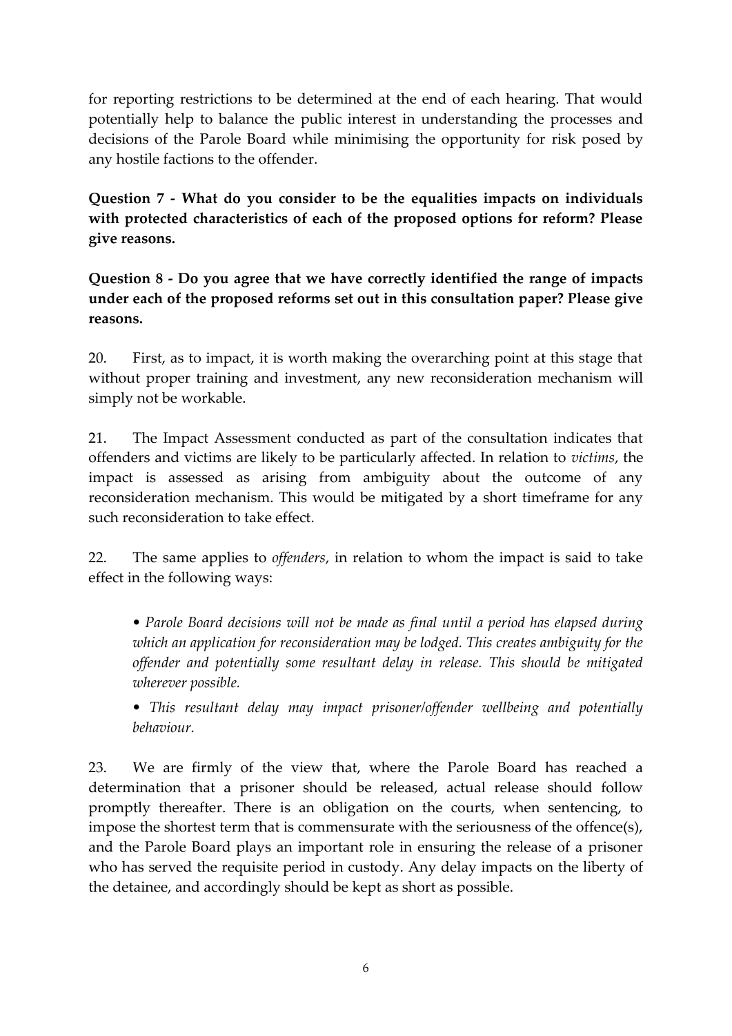for reporting restrictions to be determined at the end of each hearing. That would potentially help to balance the public interest in understanding the processes and decisions of the Parole Board while minimising the opportunity for risk posed by any hostile factions to the offender.

**Question 7 - What do you consider to be the equalities impacts on individuals with protected characteristics of each of the proposed options for reform? Please give reasons.**

**Question 8 - Do you agree that we have correctly identified the range of impacts under each of the proposed reforms set out in this consultation paper? Please give reasons.**

20. First, as to impact, it is worth making the overarching point at this stage that without proper training and investment, any new reconsideration mechanism will simply not be workable.

21. The Impact Assessment conducted as part of the consultation indicates that offenders and victims are likely to be particularly affected. In relation to *victims*, the impact is assessed as arising from ambiguity about the outcome of any reconsideration mechanism. This would be mitigated by a short timeframe for any such reconsideration to take effect.

22. The same applies to *offenders*, in relation to whom the impact is said to take effect in the following ways:

- *Parole Board decisions will not be made as final until a period has elapsed during which an application for reconsideration may be lodged. This creates ambiguity for the offender and potentially some resultant delay in release. This should be mitigated wherever possible.*
- *This resultant delay may impact prisoner/offender wellbeing and potentially behaviour.*

23. We are firmly of the view that, where the Parole Board has reached a determination that a prisoner should be released, actual release should follow promptly thereafter. There is an obligation on the courts, when sentencing, to impose the shortest term that is commensurate with the seriousness of the offence(s), and the Parole Board plays an important role in ensuring the release of a prisoner who has served the requisite period in custody. Any delay impacts on the liberty of the detainee, and accordingly should be kept as short as possible.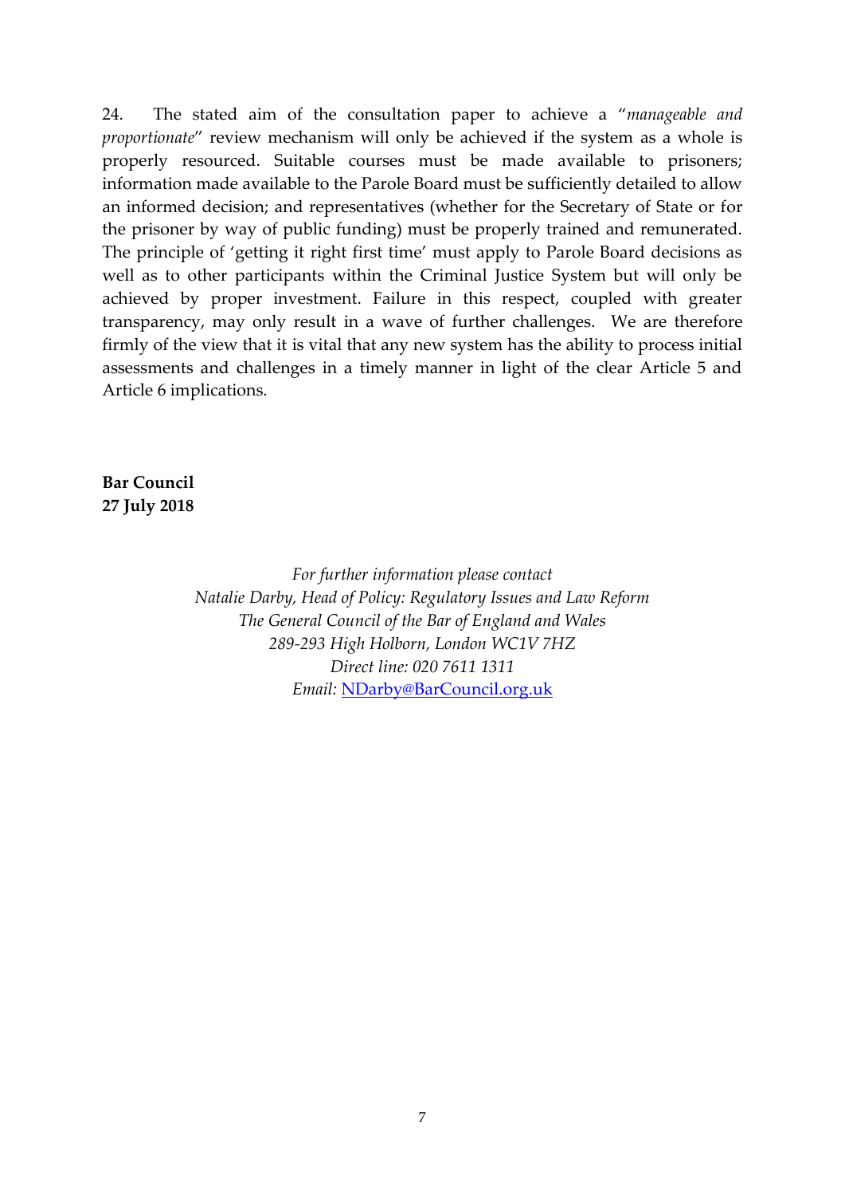24. The stated aim of the consultation paper to achieve a "*manageable and proportionate*" review mechanism will only be achieved if the system as a whole is properly resourced. Suitable courses must be made available to prisoners; information made available to the Parole Board must be sufficiently detailed to allow an informed decision; and representatives (whether for the Secretary of State or for the prisoner by way of public funding) must be properly trained and remunerated. The principle of 'getting it right first time' must apply to Parole Board decisions as well as to other participants within the Criminal Justice System but will only be achieved by proper investment. Failure in this respect, coupled with greater transparency, may only result in a wave of further challenges. We are therefore firmly of the view that it is vital that any new system has the ability to process initial assessments and challenges in a timely manner in light of the clear Article 5 and Article 6 implications.

**Bar Council**
**27 July 2018**

*For further information please contact*
*Natalie Darby, Head of Policy: Regulatory Issues and Law Reform*
*The General Council of the Bar of England and Wales*
*289-293 High Holborn, London WC1V 7HZ*
*Direct line: 020 7611 1311*
*Email:* NDarby@BarCouncil.org.uk